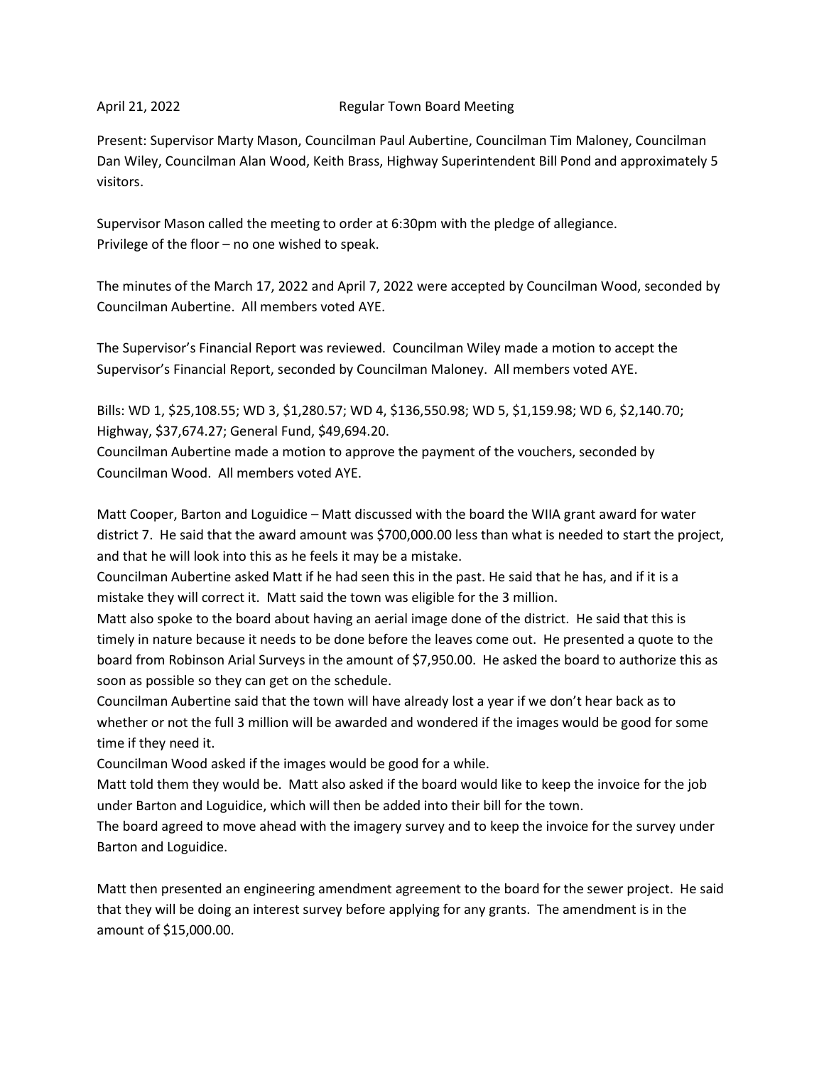April 21, 2022 Regular Town Board Meeting

Present: Supervisor Marty Mason, Councilman Paul Aubertine, Councilman Tim Maloney, Councilman Dan Wiley, Councilman Alan Wood, Keith Brass, Highway Superintendent Bill Pond and approximately 5 visitors.

Supervisor Mason called the meeting to order at 6:30pm with the pledge of allegiance.
Privilege of the floor – no one wished to speak.

The minutes of the March 17, 2022 and April 7, 2022 were accepted by Councilman Wood, seconded by Councilman Aubertine. All members voted AYE.

The Supervisor's Financial Report was reviewed. Councilman Wiley made a motion to accept the Supervisor's Financial Report, seconded by Councilman Maloney. All members voted AYE.

Bills: WD 1, $25,108.55; WD 3, $1,280.57; WD 4, $136,550.98; WD 5, $1,159.98; WD 6, $2,140.70; Highway, $37,674.27; General Fund, $49,694.20.
Councilman Aubertine made a motion to approve the payment of the vouchers, seconded by Councilman Wood. All members voted AYE.

Matt Cooper, Barton and Loguidice – Matt discussed with the board the WIIA grant award for water district 7. He said that the award amount was $700,000.00 less than what is needed to start the project, and that he will look into this as he feels it may be a mistake.
Councilman Aubertine asked Matt if he had seen this in the past. He said that he has, and if it is a mistake they will correct it. Matt said the town was eligible for the 3 million.
Matt also spoke to the board about having an aerial image done of the district. He said that this is timely in nature because it needs to be done before the leaves come out. He presented a quote to the board from Robinson Arial Surveys in the amount of $7,950.00. He asked the board to authorize this as soon as possible so they can get on the schedule.
Councilman Aubertine said that the town will have already lost a year if we don't hear back as to whether or not the full 3 million will be awarded and wondered if the images would be good for some time if they need it.
Councilman Wood asked if the images would be good for a while.
Matt told them they would be. Matt also asked if the board would like to keep the invoice for the job under Barton and Loguidice, which will then be added into their bill for the town.
The board agreed to move ahead with the imagery survey and to keep the invoice for the survey under Barton and Loguidice.

Matt then presented an engineering amendment agreement to the board for the sewer project. He said that they will be doing an interest survey before applying for any grants. The amendment is in the amount of $15,000.00.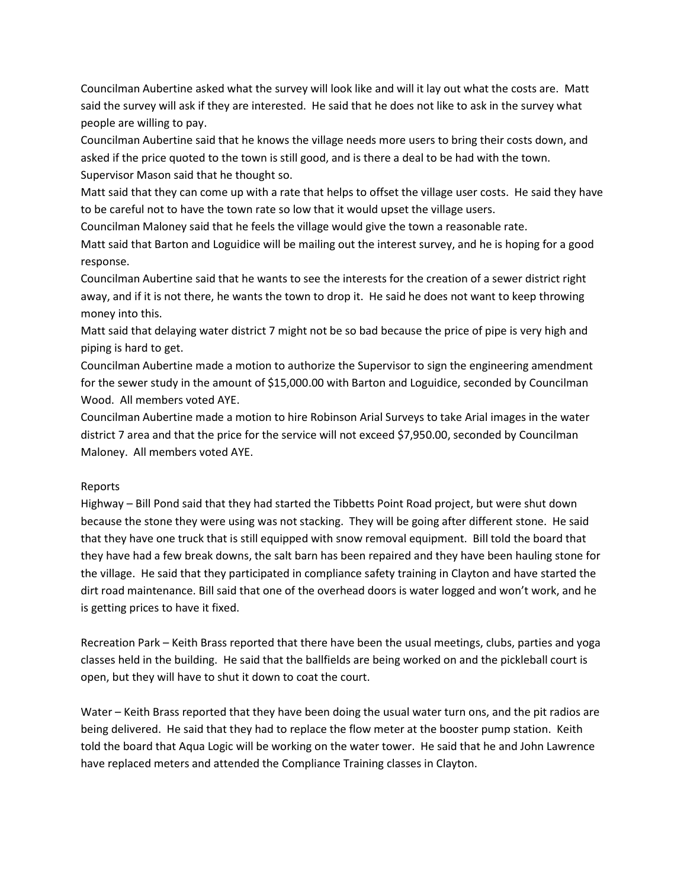Councilman Aubertine asked what the survey will look like and will it lay out what the costs are. Matt said the survey will ask if they are interested. He said that he does not like to ask in the survey what people are willing to pay.

Councilman Aubertine said that he knows the village needs more users to bring their costs down, and asked if the price quoted to the town is still good, and is there a deal to be had with the town.

Supervisor Mason said that he thought so.

Matt said that they can come up with a rate that helps to offset the village user costs. He said they have to be careful not to have the town rate so low that it would upset the village users.

Councilman Maloney said that he feels the village would give the town a reasonable rate.

Matt said that Barton and Loguidice will be mailing out the interest survey, and he is hoping for a good response.

Councilman Aubertine said that he wants to see the interests for the creation of a sewer district right away, and if it is not there, he wants the town to drop it. He said he does not want to keep throwing money into this.

Matt said that delaying water district 7 might not be so bad because the price of pipe is very high and piping is hard to get.

Councilman Aubertine made a motion to authorize the Supervisor to sign the engineering amendment for the sewer study in the amount of $15,000.00 with Barton and Loguidice, seconded by Councilman Wood. All members voted AYE.

Councilman Aubertine made a motion to hire Robinson Arial Surveys to take Arial images in the water district 7 area and that the price for the service will not exceed $7,950.00, seconded by Councilman Maloney. All members voted AYE.

Reports

Highway – Bill Pond said that they had started the Tibbetts Point Road project, but were shut down because the stone they were using was not stacking. They will be going after different stone. He said that they have one truck that is still equipped with snow removal equipment. Bill told the board that they have had a few break downs, the salt barn has been repaired and they have been hauling stone for the village. He said that they participated in compliance safety training in Clayton and have started the dirt road maintenance. Bill said that one of the overhead doors is water logged and won't work, and he is getting prices to have it fixed.

Recreation Park – Keith Brass reported that there have been the usual meetings, clubs, parties and yoga classes held in the building. He said that the ballfields are being worked on and the pickleball court is open, but they will have to shut it down to coat the court.

Water – Keith Brass reported that they have been doing the usual water turn ons, and the pit radios are being delivered. He said that they had to replace the flow meter at the booster pump station. Keith told the board that Aqua Logic will be working on the water tower. He said that he and John Lawrence have replaced meters and attended the Compliance Training classes in Clayton.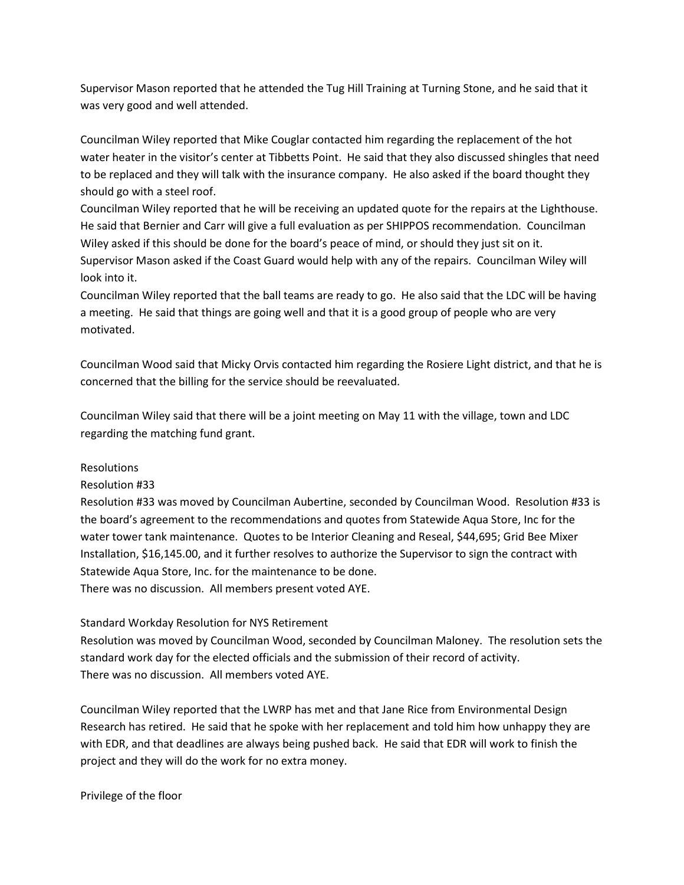Supervisor Mason reported that he attended the Tug Hill Training at Turning Stone, and he said that it was very good and well attended.

Councilman Wiley reported that Mike Couglar contacted him regarding the replacement of the hot water heater in the visitor's center at Tibbetts Point. He said that they also discussed shingles that need to be replaced and they will talk with the insurance company. He also asked if the board thought they should go with a steel roof.

Councilman Wiley reported that he will be receiving an updated quote for the repairs at the Lighthouse. He said that Bernier and Carr will give a full evaluation as per SHIPPOS recommendation. Councilman Wiley asked if this should be done for the board's peace of mind, or should they just sit on it. Supervisor Mason asked if the Coast Guard would help with any of the repairs. Councilman Wiley will look into it.

Councilman Wiley reported that the ball teams are ready to go. He also said that the LDC will be having a meeting. He said that things are going well and that it is a good group of people who are very motivated.

Councilman Wood said that Micky Orvis contacted him regarding the Rosiere Light district, and that he is concerned that the billing for the service should be reevaluated.

Councilman Wiley said that there will be a joint meeting on May 11 with the village, town and LDC regarding the matching fund grant.

Resolutions

Resolution #33

Resolution #33 was moved by Councilman Aubertine, seconded by Councilman Wood. Resolution #33 is the board's agreement to the recommendations and quotes from Statewide Aqua Store, Inc for the water tower tank maintenance. Quotes to be Interior Cleaning and Reseal, $44,695; Grid Bee Mixer Installation, $16,145.00, and it further resolves to authorize the Supervisor to sign the contract with Statewide Aqua Store, Inc. for the maintenance to be done.

There was no discussion. All members present voted AYE.

Standard Workday Resolution for NYS Retirement

Resolution was moved by Councilman Wood, seconded by Councilman Maloney. The resolution sets the standard work day for the elected officials and the submission of their record of activity.

There was no discussion. All members voted AYE.

Councilman Wiley reported that the LWRP has met and that Jane Rice from Environmental Design Research has retired. He said that he spoke with her replacement and told him how unhappy they are with EDR, and that deadlines are always being pushed back. He said that EDR will work to finish the project and they will do the work for no extra money.

Privilege of the floor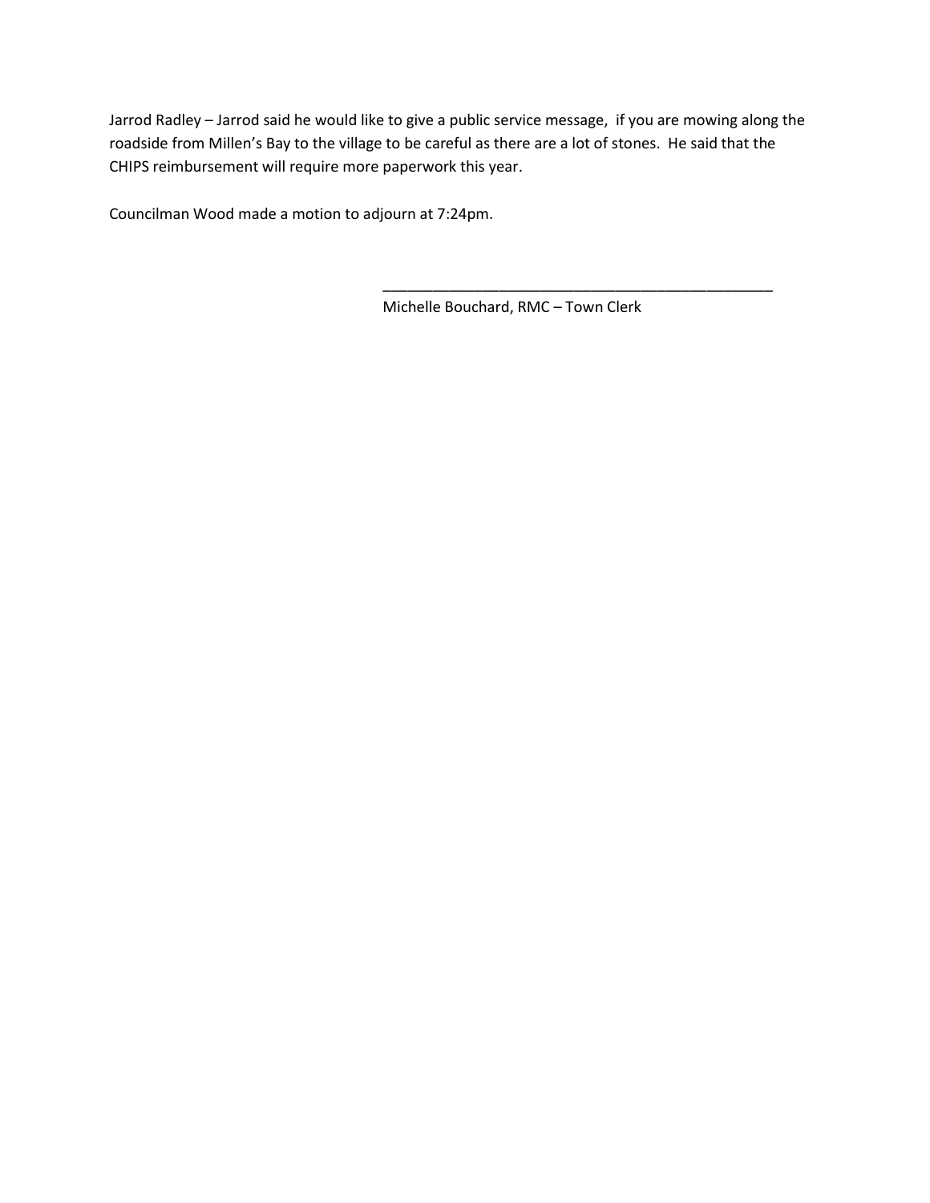Jarrod Radley – Jarrod said he would like to give a public service message, if you are mowing along the roadside from Millen's Bay to the village to be careful as there are a lot of stones. He said that the CHIPS reimbursement will require more paperwork this year.

Councilman Wood made a motion to adjourn at 7:24pm.

\_\_\_\_\_\_\_\_\_\_\_\_\_\_\_\_\_\_\_\_\_\_\_\_\_\_\_\_\_\_\_\_\_\_\_\_\_\_\_\_\_\_\_\_\_\_\_\_\_\_

Michelle Bouchard, RMC – Town Clerk